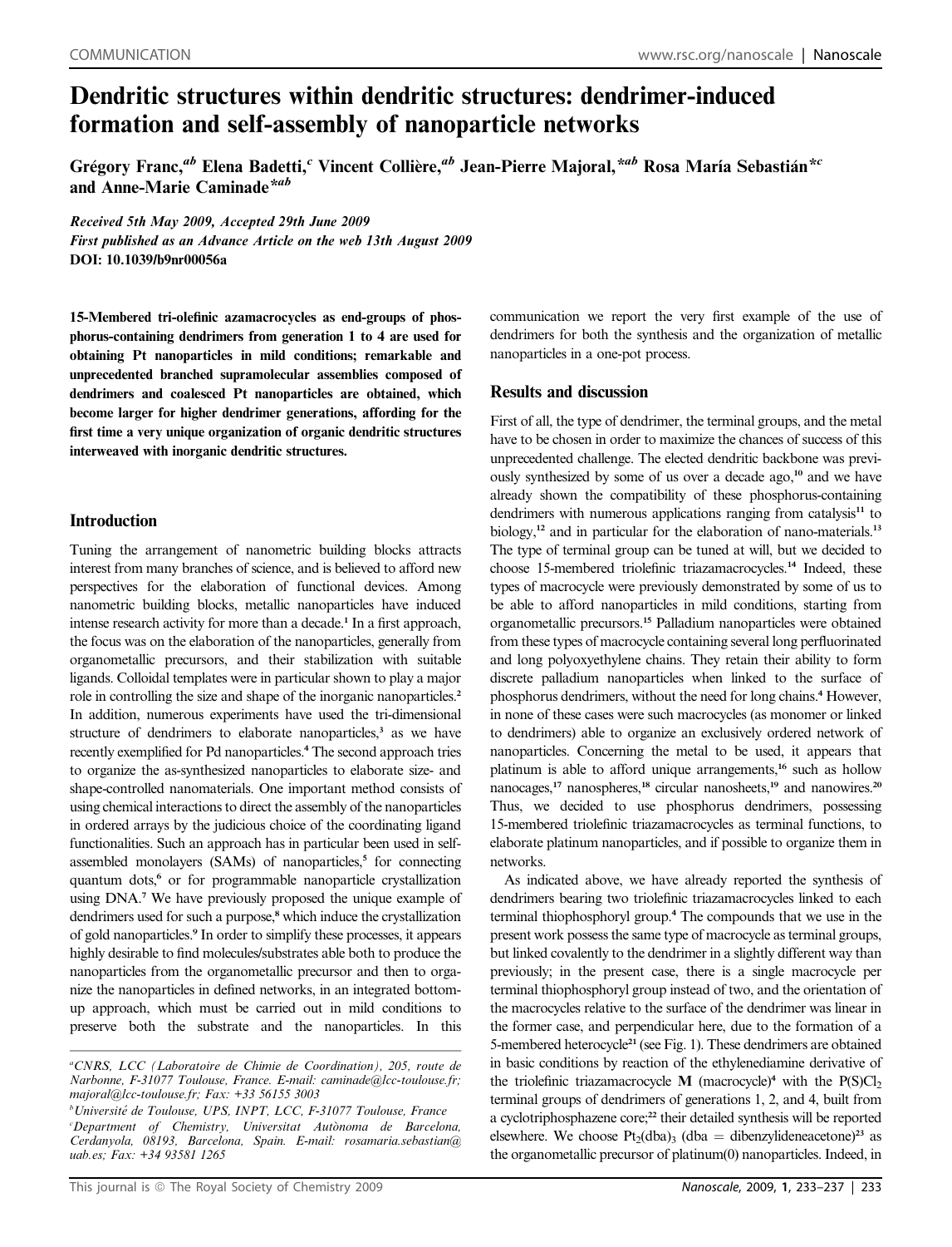# Dendritic structures within dendritic structures: dendrimer-induced formation and self-assembly of nanoparticle networks

Grégory Franc,[ab] Elena Badetti,[c] Vincent Collière,[ab] Jean-Pierre Majoral,*[ab] Rosa María Sebastián*[c] and Anne-Marie Caminade*[ab]

*Received 5th May 2009, Accepted 29th June 2009*
*First published as an Advance Article on the web 13th August 2009*
**DOI: 10.1039/b9nr00056a**

**15-Membered tri-olefinic azamacrocycles as end-groups of phosphorus-containing dendrimers from generation 1 to 4 are used for obtaining Pt nanoparticles in mild conditions; remarkable and unprecedented branched supramolecular assemblies composed of dendrimers and coalesced Pt nanoparticles are obtained, which become larger for higher dendrimer generations, affording for the first time a very unique organization of organic dendritic structures interweaved with inorganic dendritic structures.**

## Introduction

Tuning the arrangement of nanometric building blocks attracts interest from many branches of science, and is believed to afford new perspectives for the elaboration of functional devices. Among nanometric building blocks, metallic nanoparticles have induced intense research activity for more than a decade.[1] In a first approach, the focus was on the elaboration of the nanoparticles, generally from organometallic precursors, and their stabilization with suitable ligands. Colloidal templates were in particular shown to play a major role in controlling the size and shape of the inorganic nanoparticles.[2] In addition, numerous experiments have used the tri-dimensional structure of dendrimers to elaborate nanoparticles,[3] as we have recently exemplified for Pd nanoparticles.[4] The second approach tries to organize the as-synthesized nanoparticles to elaborate size- and shape-controlled nanomaterials. One important method consists of using chemical interactions to direct the assembly of the nanoparticles in ordered arrays by the judicious choice of the coordinating ligand functionalities. Such an approach has in particular been used in self-assembled monolayers (SAMs) of nanoparticles,[5] for connecting quantum dots,[6] or for programmable nanoparticle crystallization using DNA.[7] We have previously proposed the unique example of dendrimers used for such a purpose,[8] which induce the crystallization of gold nanoparticles.[9] In order to simplify these processes, it appears highly desirable to find molecules/substrates able both to produce the nanoparticles from the organometallic precursor and then to organize the nanoparticles in defined networks, in an integrated bottom-up approach, which must be carried out in mild conditions to preserve both the substrate and the nanoparticles. In this communication we report the very first example of the use of dendrimers for both the synthesis and the organization of metallic nanoparticles in a one-pot process.

## Results and discussion

First of all, the type of dendrimer, the terminal groups, and the metal have to be chosen in order to maximize the chances of success of this unprecedented challenge. The elected dendritic backbone was previously synthesized by some of us over a decade ago,[10] and we have already shown the compatibility of these phosphorus-containing dendrimers with numerous applications ranging from catalysis[11] to biology,[12] and in particular for the elaboration of nano-materials.[13] The type of terminal group can be tuned at will, but we decided to choose 15-membered triolefinic triazamacrocycles.[14] Indeed, these types of macrocycle were previously demonstrated by some of us to be able to afford nanoparticles in mild conditions, starting from organometallic precursors.[15] Palladium nanoparticles were obtained from these types of macrocycle containing several long perfluorinated and long polyoxyethylene chains. They retain their ability to form discrete palladium nanoparticles when linked to the surface of phosphorus dendrimers, without the need for long chains.[4] However, in none of these cases were such macrocycles (as monomer or linked to dendrimers) able to organize an exclusively ordered network of nanoparticles. Concerning the metal to be used, it appears that platinum is able to afford unique arrangements,[16] such as hollow nanocages,[17] nanospheres,[18] circular nanosheets,[19] and nanowires.[20] Thus, we decided to use phosphorus dendrimers, possessing 15-membered triolefinic triazamacrocycles as terminal functions, to elaborate platinum nanoparticles, and if possible to organize them in networks.

As indicated above, we have already reported the synthesis of dendrimers bearing two triolefinic triazamacrocycles linked to each terminal thiophosphoryl group.[4] The compounds that we use in the present work possess the same type of macrocycle as terminal groups, but linked covalently to the dendrimer in a slightly different way than previously; in the present case, there is a single macrocycle per terminal thiophosphoryl group instead of two, and the orientation of the macrocycles relative to the surface of the dendrimer was linear in the former case, and perpendicular here, due to the formation of a 5-membered heterocycle[21] (see Fig. 1). These dendrimers are obtained in basic conditions by reaction of the ethylenediamine derivative of the triolefinic triazamacrocycle **M** (macrocycle)[4] with the $P(S)Cl_2$ terminal groups of dendrimers of generations 1, 2, and 4, built from a cyclotriphosphazene core;[22] their detailed synthesis will be reported elsewhere. We choose $Pt_2(dba)_3$ (dba = dibenzylideneacetone)[23] as the organometallic precursor of platinum(0) nanoparticles. Indeed, in

---

[a]CNRS, LCC (Laboratoire de Chimie de Coordination), 205, route de Narbonne, F-31077 Toulouse, France. E-mail: caminade@lcc-toulouse.fr; majoral@lcc-toulouse.fr; Fax: +33 56155 3003

[b]Université de Toulouse, UPS, INPT, LCC, F-31077 Toulouse, France

[c]Department of Chemistry, Universitat Autònoma de Barcelona, Cerdanyola, 08193, Barcelona, Spain. E-mail: rosamaria.sebastian@uab.es; Fax: +34 93581 1265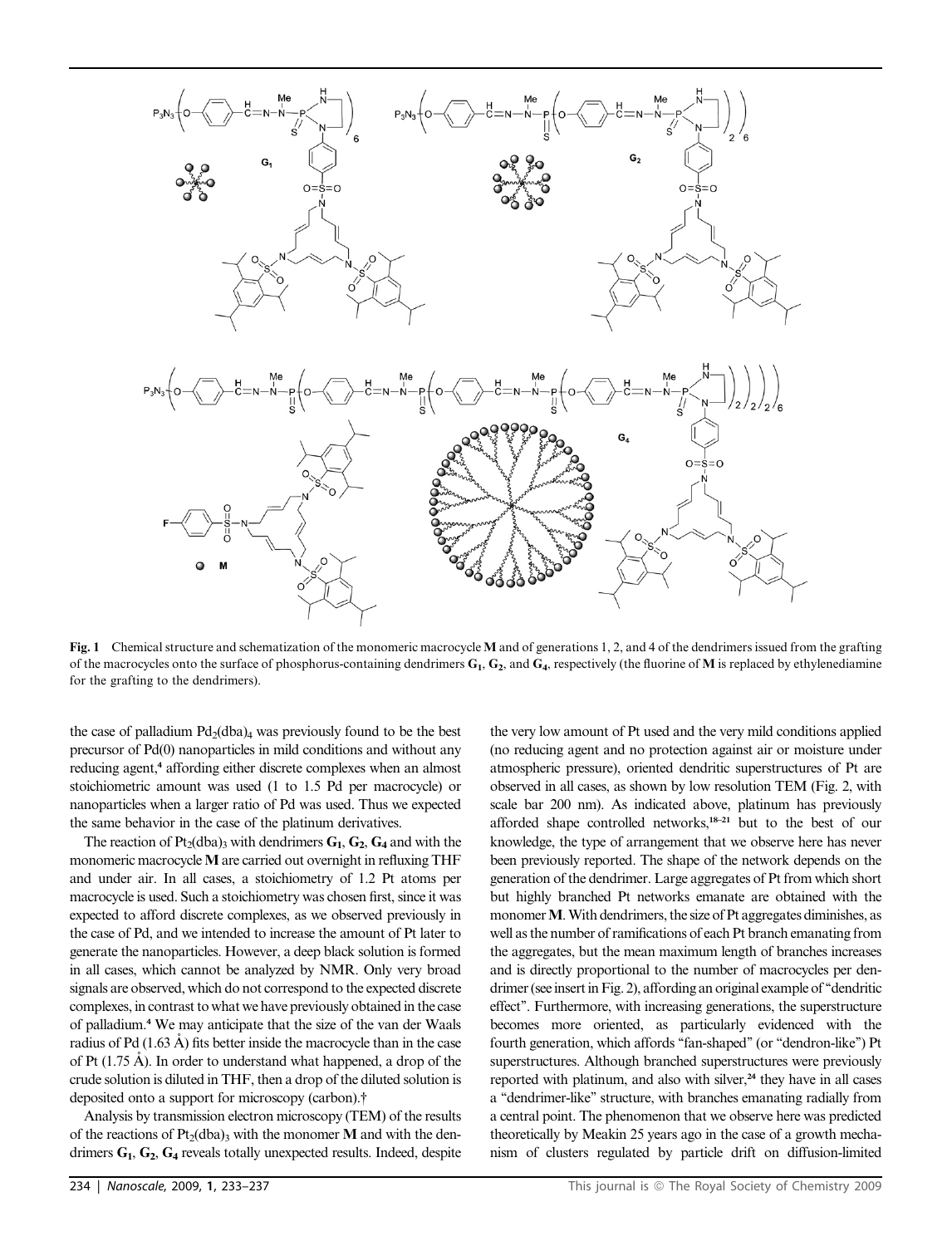**Fig. 1** Chemical structure and schematization of the monomeric macrocycle **M** and of generations 1, 2, and 4 of the dendrimers issued from the grafting of the macrocycles onto the surface of phosphorus-containing dendrimers $\mathbf{G_1}$, $\mathbf{G_2}$, and $\mathbf{G_4}$, respectively (the fluorine of **M** is replaced by ethylenediamine for the grafting to the dendrimers).

the case of palladium $Pd_2(dba)_4$ was previously found to be the best precursor of Pd(0) nanoparticles in mild conditions and without any reducing agent,[4] affording either discrete complexes when an almost stoichiometric amount was used (1 to 1.5 Pd per macrocycle) or nanoparticles when a larger ratio of Pd was used. Thus we expected the same behavior in the case of the platinum derivatives.

The reaction of $Pt_2(dba)_3$ with dendrimers $\mathbf{G_1}$, $\mathbf{G_2}$, $\mathbf{G_4}$ and with the monomeric macrocycle **M** are carried out overnight in refluxing THF and under air. In all cases, a stoichiometry of 1.2 Pt atoms per macrocycle is used. Such a stoichiometry was chosen first, since it was expected to afford discrete complexes, as we observed previously in the case of Pd, and we intended to increase the amount of Pt later to generate the nanoparticles. However, a deep black solution is formed in all cases, which cannot be analyzed by NMR. Only very broad signals are observed, which do not correspond to the expected discrete complexes, in contrast to what we have previously obtained in the case of palladium.[4] We may anticipate that the size of the van der Waals radius of Pd (1.63 Å) fits better inside the macrocycle than in the case of Pt (1.75 Å). In order to understand what happened, a drop of the crude solution is diluted in THF, then a drop of the diluted solution is deposited onto a support for microscopy (carbon).†

Analysis by transmission electron microscopy (TEM) of the results of the reactions of $Pt_2(dba)_3$ with the monomer **M** and with the dendrimers $\mathbf{G_1}$, $\mathbf{G_2}$, $\mathbf{G_4}$ reveals totally unexpected results. Indeed, despite the very low amount of Pt used and the very mild conditions applied (no reducing agent and no protection against air or moisture under atmospheric pressure), oriented dendritic superstructures of Pt are observed in all cases, as shown by low resolution TEM (Fig. 2, with scale bar 200 nm). As indicated above, platinum has previously afforded shape controlled networks,[18–21] but to the best of our knowledge, the type of arrangement that we observe here has never been previously reported. The shape of the network depends on the generation of the dendrimer. Large aggregates of Pt from which short but highly branched Pt networks emanate are obtained with the monomer **M**. With dendrimers, the size of Pt aggregates diminishes, as well as the number of ramifications of each Pt branch emanating from the aggregates, but the mean maximum length of branches increases and is directly proportional to the number of macrocycles per dendrimer (see insert in Fig. 2), affording an original example of "dendritic effect". Furthermore, with increasing generations, the superstructure becomes more oriented, as particularly evidenced with the fourth generation, which affords "fan-shaped" (or "dendron-like") Pt superstructures. Although branched superstructures were previously reported with platinum, and also with silver,[24] they have in all cases a "dendrimer-like" structure, with branches emanating radially from a central point. The phenomenon that we observe here was predicted theoretically by Meakin 25 years ago in the case of a growth mechanism of clusters regulated by particle drift on diffusion-limited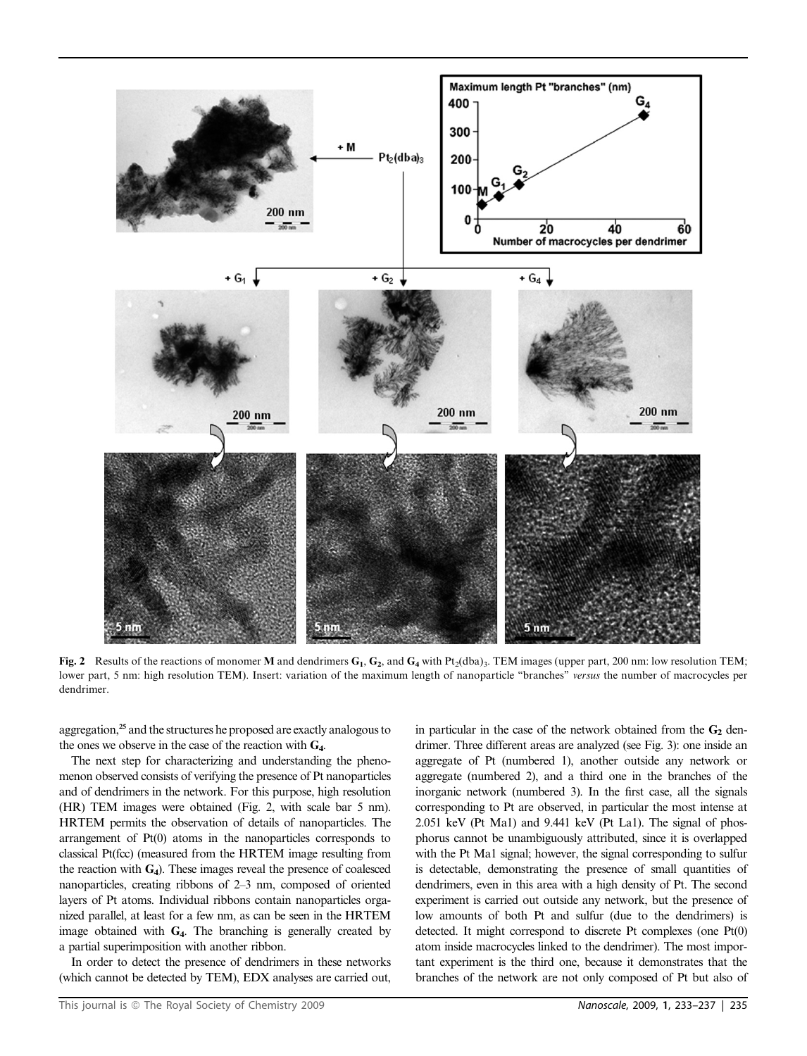**Fig. 2** Results of the reactions of monomer **M** and dendrimers $\mathbf{G_1}$, $\mathbf{G_2}$, and $\mathbf{G_4}$ with $Pt_2(dba)_3$. TEM images (upper part, 200 nm: low resolution TEM; lower part, 5 nm: high resolution TEM). Insert: variation of the maximum length of nanoparticle "branches" *versus* the number of macrocycles per dendrimer.

aggregation,[25] and the structures he proposed are exactly analogous to the ones we observe in the case of the reaction with $\mathbf{G_4}$.

The next step for characterizing and understanding the phenomenon observed consists of verifying the presence of Pt nanoparticles and of dendrimers in the network. For this purpose, high resolution (HR) TEM images were obtained (Fig. 2, with scale bar 5 nm). HRTEM permits the observation of details of nanoparticles. The arrangement of Pt(0) atoms in the nanoparticles corresponds to classical Pt(fcc) (measured from the HRTEM image resulting from the reaction with $\mathbf{G_4}$). These images reveal the presence of coalesced nanoparticles, creating ribbons of 2–3 nm, composed of oriented layers of Pt atoms. Individual ribbons contain nanoparticles organized parallel, at least for a few nm, as can be seen in the HRTEM image obtained with $\mathbf{G_4}$. The branching is generally created by a partial superimposition with another ribbon.

In order to detect the presence of dendrimers in these networks (which cannot be detected by TEM), EDX analyses are carried out, in particular in the case of the network obtained from the $\mathbf{G_2}$ dendrimer. Three different areas are analyzed (see Fig. 3): one inside an aggregate of Pt (numbered 1), another outside any network or aggregate (numbered 2), and a third one in the branches of the inorganic network (numbered 3). In the first case, all the signals corresponding to Pt are observed, in particular the most intense at 2.051 keV (Pt Ma1) and 9.441 keV (Pt La1). The signal of phosphorus cannot be unambiguously attributed, since it is overlapped with the Pt Ma1 signal; however, the signal corresponding to sulfur is detectable, demonstrating the presence of small quantities of dendrimers, even in this area with a high density of Pt. The second experiment is carried out outside any network, but the presence of low amounts of both Pt and sulfur (due to the dendrimers) is detected. It might correspond to discrete Pt complexes (one Pt(0) atom inside macrocycles linked to the dendrimer). The most important experiment is the third one, because it demonstrates that the branches of the network are not only composed of Pt but also of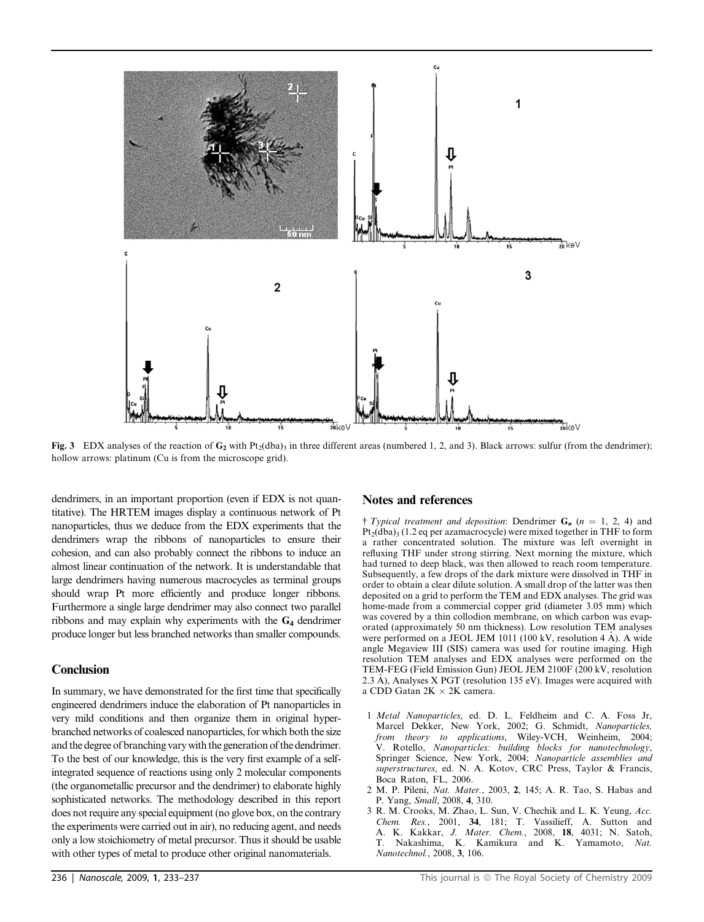**Fig. 3** EDX analyses of the reaction of $\mathbf{G_2}$ with $Pt_2(dba)_3$ in three different areas (numbered 1, 2, and 3). Black arrows: sulfur (from the dendrimer); hollow arrows: platinum (Cu is from the microscope grid).

dendrimers, in an important proportion (even if EDX is not quantitative). The HRTEM images display a continuous network of Pt nanoparticles, thus we deduce from the EDX experiments that the dendrimers wrap the ribbons of nanoparticles to ensure their cohesion, and can also probably connect the ribbons to induce an almost linear continuation of the network. It is understandable that large dendrimers having numerous macrocycles as terminal groups should wrap Pt more efficiently and produce longer ribbons. Furthermore a single large dendrimer may also connect two parallel ribbons and may explain why experiments with the $\mathbf{G_4}$ dendrimer produce longer but less branched networks than smaller compounds.

## Conclusion

In summary, we have demonstrated for the first time that specifically engineered dendrimers induce the elaboration of Pt nanoparticles in very mild conditions and then organize them in original hyperbranched networks of coalesced nanoparticles, for which both the size and the degree of branching vary with the generation of the dendrimer. To the best of our knowledge, this is the very first example of a self-integrated sequence of reactions using only 2 molecular components (the organometallic precursor and the dendrimer) to elaborate highly sophisticated networks. The methodology described in this report does not require any special equipment (no glove box, on the contrary the experiments were carried out in air), no reducing agent, and needs only a low stoichiometry of metal precursor. Thus it should be usable with other types of metal to produce other original nanomaterials.

## Notes and references

† *Typical treatment and deposition*: Dendrimer $\mathbf{G}_n$ ($n$ = 1, 2, 4) and $Pt_2(dba)_3$ (1.2 eq per azamacrocycle) were mixed together in THF to form a rather concentrated solution. The mixture was left overnight in refluxing THF under strong stirring. Next morning the mixture, which had turned to deep black, was then allowed to reach room temperature. Subsequently, a few drops of the dark mixture were dissolved in THF in order to obtain a clear dilute solution. A small drop of the latter was then deposited on a grid to perform the TEM and EDX analyses. The grid was home-made from a commercial copper grid (diameter 3.05 mm) which was covered by a thin collodion membrane, on which carbon was evaporated (approximately 50 nm thickness). Low resolution TEM analyses were performed on a JEOL JEM 1011 (100 kV, resolution 4 Å). A wide angle Megaview III (SIS) camera was used for routine imaging. High resolution TEM analyses and EDX analyses were performed on the TEM-FEG (Field Emission Gun) JEOL JEM 2100F (200 kV, resolution 2.3 Å), Analyses X PGT (resolution 135 eV). Images were acquired with a CDD Gatan 2K × 2K camera.

1 *Metal Nanoparticles*, ed. D. L. Feldheim and C. A. Foss Jr, Marcel Dekker, New York, 2002; G. Schmidt, *Nanoparticles, from theory to applications*, Wiley-VCH, Weinheim, 2004; V. Rotello, *Nanoparticles: building blocks for nanotechnology*, Springer Science, New York, 2004; *Nanoparticle assemblies and superstructures*, ed. N. A. Kotov, CRC Press, Taylor & Francis, Boca Raton, FL, 2006.

2 M. P. Pileni, *Nat. Mater.*, 2003, **2**, 145; A. R. Tao, S. Habas and P. Yang, *Small*, 2008, **4**, 310.

3 R. M. Crooks, M. Zhao, L. Sun, V. Chechik and L. K. Yeung, *Acc. Chem. Res.*, 2001, **34**, 181; T. Vassilieff, A. Sutton and A. K. Kakkar, *J. Mater. Chem.*, 2008, **18**, 4031; N. Satoh, T. Nakashima, K. Kamikura and K. Yamamoto, *Nat. Nanotechnol.*, 2008, **3**, 106.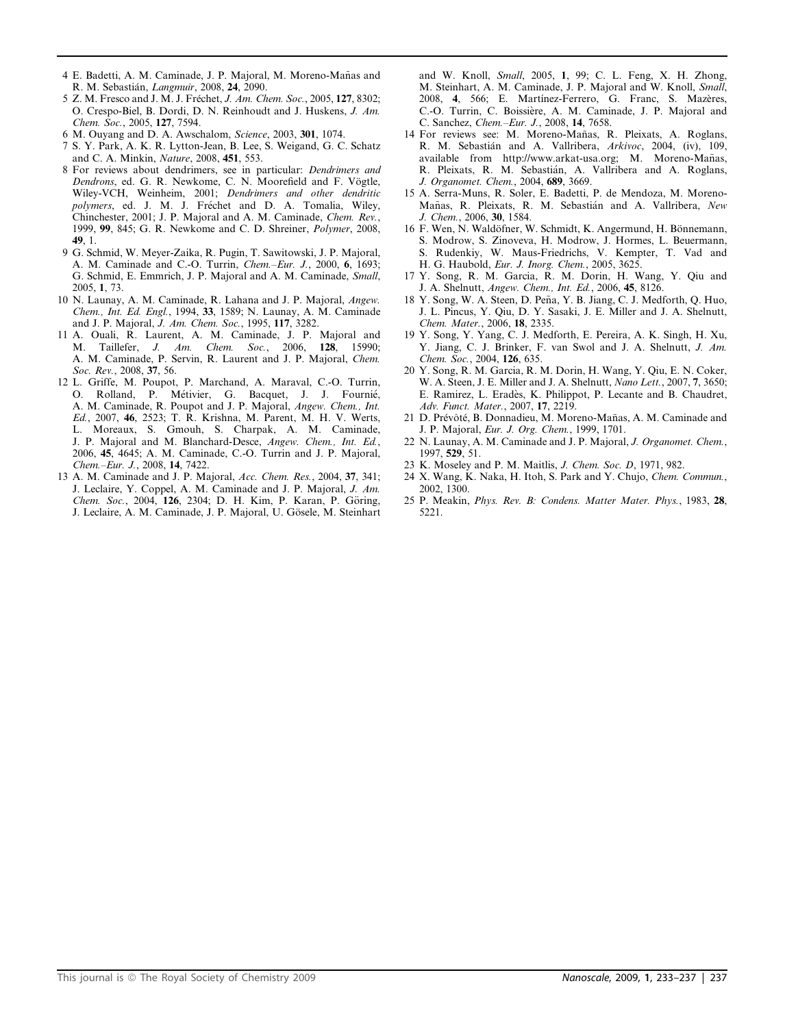4 E. Badetti, A. M. Caminade, J. P. Majoral, M. Moreno-Mañas and R. M. Sebastián, *Langmuir*, 2008, **24**, 2090.

5 Z. M. Fresco and J. M. J. Fréchet, *J. Am. Chem. Soc.*, 2005, **127**, 8302; O. Crespo-Biel, B. Dordi, D. N. Reinhoudt and J. Huskens, *J. Am. Chem. Soc.*, 2005, **127**, 7594.

6 M. Ouyang and D. A. Awschalom, *Science*, 2003, **301**, 1074.

7 S. Y. Park, A. K. R. Lytton-Jean, B. Lee, S. Weigand, G. C. Schatz and C. A. Minkin, *Nature*, 2008, **451**, 553.

8 For reviews about dendrimers, see in particular: *Dendrimers and Dendrons*, ed. G. R. Newkome, C. N. Moorefield and F. Vögtle, Wiley-VCH, Weinheim, 2001; *Dendrimers and other dendritic polymers*, ed. J. M. J. Fréchet and D. A. Tomalia, Wiley, Chinchester, 2001; J. P. Majoral and A. M. Caminade, *Chem. Rev.*, 1999, **99**, 845; G. R. Newkome and C. D. Shreiner, *Polymer*, 2008, **49**, 1.

9 G. Schmid, W. Meyer-Zaika, R. Pugin, T. Sawitowski, J. P. Majoral, A. M. Caminade and C.-O. Turrin, *Chem.–Eur. J.*, 2000, **6**, 1693; G. Schmid, E. Emmrich, J. P. Majoral and A. M. Caminade, *Small*, 2005, **1**, 73.

10 N. Launay, A. M. Caminade, R. Lahana and J. P. Majoral, *Angew. Chem., Int. Ed. Engl.*, 1994, **33**, 1589; N. Launay, A. M. Caminade and J. P. Majoral, *J. Am. Chem. Soc.*, 1995, **117**, 3282.

11 A. Ouali, R. Laurent, A. M. Caminade, J. P. Majoral and M. Taillefer, *J. Am. Chem. Soc.*, 2006, **128**, 15990; A. M. Caminade, P. Servin, R. Laurent and J. P. Majoral, *Chem. Soc. Rev.*, 2008, **37**, 56.

12 L. Griffe, M. Poupot, P. Marchand, A. Maraval, C.-O. Turrin, O. Rolland, P. Métivier, G. Bacquet, J. J. Fournié, A. M. Caminade, R. Poupot and J. P. Majoral, *Angew. Chem., Int. Ed.*, 2007, **46**, 2523; T. R. Krishna, M. Parent, M. H. V. Werts, L. Moreaux, S. Gmouh, S. Charpak, A. M. Caminade, J. P. Majoral and M. Blanchard-Desce, *Angew. Chem., Int. Ed.*, 2006, **45**, 4645; A. M. Caminade, C.-O. Turrin and J. P. Majoral, *Chem.–Eur. J.*, 2008, **14**, 7422.

13 A. M. Caminade and J. P. Majoral, *Acc. Chem. Res.*, 2004, **37**, 341; J. Leclaire, Y. Coppel, A. M. Caminade and J. P. Majoral, *J. Am. Chem. Soc.*, 2004, **126**, 2304; D. H. Kim, P. Karan, P. Göring, J. Leclaire, A. M. Caminade, J. P. Majoral, U. Gösele, M. Steinhart and W. Knoll, *Small*, 2005, **1**, 99; C. L. Feng, X. H. Zhong, M. Steinhart, A. M. Caminade, J. P. Majoral and W. Knoll, *Small*, 2008, **4**, 566; E. Martínez-Ferrero, G. Franc, S. Mazères, C.-O. Turrin, C. Boissière, A. M. Caminade, J. P. Majoral and C. Sanchez, *Chem.–Eur. J.*, 2008, **14**, 7658.

14 For reviews see: M. Moreno-Mañas, R. Pleixats, A. Roglans, R. M. Sebastián and A. Vallribera, *Arkivoc*, 2004, (iv), 109, available from http://www.arkat-usa.org; M. Moreno-Mañas, R. Pleixats, R. M. Sebastián, A. Vallribera and A. Roglans, *J. Organomet. Chem.*, 2004, **689**, 3669.

15 A. Serra-Muns, R. Soler, E. Badetti, P. de Mendoza, M. Moreno-Mañas, R. Pleixats, R. M. Sebastián and A. Vallribera, *New J. Chem.*, 2006, **30**, 1584.

16 F. Wen, N. Waldöfner, W. Schmidt, K. Angermund, H. Bönnemann, S. Modrow, S. Zinoveva, H. Modrow, J. Hormes, L. Beuermann, S. Rudenkiy, W. Maus-Friedrichs, V. Kempter, T. Vad and H. G. Haubold, *Eur. J. Inorg. Chem.*, 2005, 3625.

17 Y. Song, R. M. Garcia, R. M. Dorin, H. Wang, Y. Qiu and J. A. Shelnutt, *Angew. Chem., Int. Ed.*, 2006, **45**, 8126.

18 Y. Song, W. A. Steen, D. Peña, Y. B. Jiang, C. J. Medforth, Q. Huo, J. L. Pincus, Y. Qiu, D. Y. Sasaki, J. E. Miller and J. A. Shelnutt, *Chem. Mater.*, 2006, **18**, 2335.

19 Y. Song, Y. Yang, C. J. Medforth, E. Pereira, A. K. Singh, H. Xu, Y. Jiang, C. J. Brinker, F. van Swol and J. A. Shelnutt, *J. Am. Chem. Soc.*, 2004, **126**, 635.

20 Y. Song, R. M. Garcia, R. M. Dorin, H. Wang, Y. Qiu, E. N. Coker, W. A. Steen, J. E. Miller and J. A. Shelnutt, *Nano Lett.*, 2007, **7**, 3650; E. Ramirez, L. Eradès, K. Philippot, P. Lecante and B. Chaudret, *Adv. Funct. Mater.*, 2007, **17**, 2219.

21 D. Prévôté, B. Donnadieu, M. Moreno-Mañas, A. M. Caminade and J. P. Majoral, *Eur. J. Org. Chem.*, 1999, 1701.

22 N. Launay, A. M. Caminade and J. P. Majoral, *J. Organomet. Chem.*, 1997, **529**, 51.

23 K. Moseley and P. M. Maitlis, *J. Chem. Soc. D*, 1971, 982.

24 X. Wang, K. Naka, H. Itoh, S. Park and Y. Chujo, *Chem. Commun.*, 2002, 1300.

25 P. Meakin, *Phys. Rev. B: Condens. Matter Mater. Phys.*, 1983, **28**, 5221.